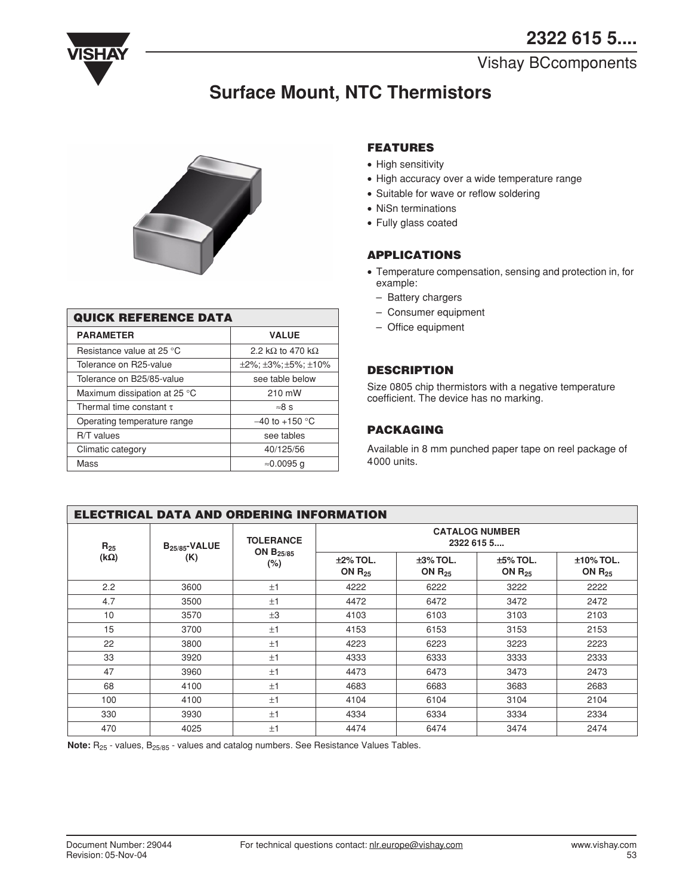# 2322 615 5....

Vishay BCcomponents

## Surface Mount, NTC Thermistors

### FEATURES

- High sensitivity
- High accuracy over a wide temperature range
- Suitable for wave or reflow soldering
- NiSn terminations
- Fully glass coated

### APPLICATIONS

- Temperature compensation, sensing and protection in, for example:
  - Battery chargers
  - Consumer equipment
  - Office equipment

### DESCRIPTION

Size 0805 chip thermistors with a negative temperature coefficient. The device has no marking.

### PACKAGING

Available in 8 mm punched paper tape on reel package of 4000 units.

### QUICK REFERENCE DATA

| PARAMETER | VALUE |
|---|---|
| Resistance value at 25 °C | 2.2 kΩ to 470 kΩ |
| Tolerance on R25-value | ±2%; ±3%; ±5%; ±10% |
| Tolerance on B25/85-value | see table below |
| Maximum dissipation at 25 °C | 210 mW |
| Thermal time constant τ | ≈8 s |
| Operating temperature range | −40 to +150 °C |
| R/T values | see tables |
| Climatic category | 40/125/56 |
| Mass | ≈0.0095 g |

### ELECTRICAL DATA AND ORDERING INFORMATION

| $R_{25}$ (kΩ) | $B_{25/85}$-VALUE (K) | TOLERANCE ON $B_{25/85}$ (%) | CATALOG NUMBER 2322 615 5.... | | | |
|---|---|---|---|---|---|---|
| | | | ±2% TOL. ON $R_{25}$ | ±3% TOL. ON $R_{25}$ | ±5% TOL. ON $R_{25}$ | ±10% TOL. ON $R_{25}$ |
| 2.2 | 3600 | ±1 | 4222 | 6222 | 3222 | 2222 |
| 4.7 | 3500 | ±1 | 4472 | 6472 | 3472 | 2472 |
| 10 | 3570 | ±3 | 4103 | 6103 | 3103 | 2103 |
| 15 | 3700 | ±1 | 4153 | 6153 | 3153 | 2153 |
| 22 | 3800 | ±1 | 4223 | 6223 | 3223 | 2223 |
| 33 | 3920 | ±1 | 4333 | 6333 | 3333 | 2333 |
| 47 | 3960 | ±1 | 4473 | 6473 | 3473 | 2473 |
| 68 | 4100 | ±1 | 4683 | 6683 | 3683 | 2683 |
| 100 | 4100 | ±1 | 4104 | 6104 | 3104 | 2104 |
| 330 | 3930 | ±1 | 4334 | 6334 | 3334 | 2334 |
| 470 | 4025 | ±1 | 4474 | 6474 | 3474 | 2474 |

**Note:** $R_{25}$ - values, $B_{25/85}$ - values and catalog numbers. See Resistance Values Tables.

Document Number: 29044
Revision: 05-Nov-04

For technical questions contact: nlr.europe@vishay.com

www.vishay.com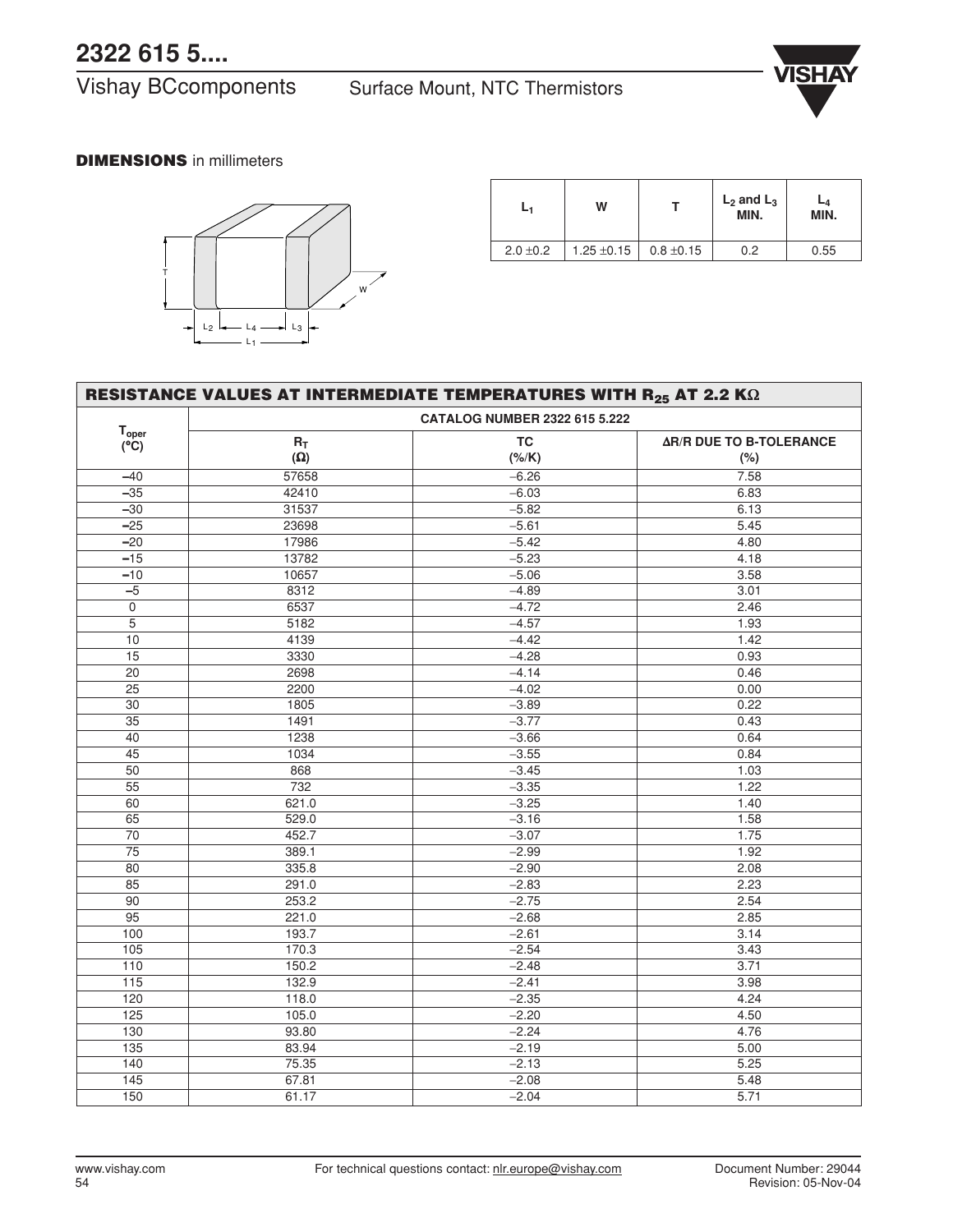## DIMENSIONS in millimeters

| $L_1$ | W | T | $L_2$ and $L_3$ MIN. | $L_4$ MIN. |
|---|---|---|---|---|
| 2.0 ±0.2 | 1.25 ±0.15 | 0.8 ±0.15 | 0.2 | 0.55 |

## RESISTANCE VALUES AT INTERMEDIATE TEMPERATURES WITH $R_{25}$ AT 2.2 KΩ

| $T_{oper}$ (°C) | CATALOG NUMBER 2322 615 5.222 | | |
|---|---|---|---|
| | $R_T$ (Ω) | TC (%/K) | ΔR/R DUE TO B-TOLERANCE (%) |
| −40 | 57658 | −6.26 | 7.58 |
| −35 | 42410 | −6.03 | 6.83 |
| −30 | 31537 | −5.82 | 6.13 |
| −25 | 23698 | −5.61 | 5.45 |
| −20 | 17986 | −5.42 | 4.80 |
| −15 | 13782 | −5.23 | 4.18 |
| −10 | 10657 | −5.06 | 3.58 |
| −5 | 8312 | −4.89 | 3.01 |
| 0 | 6537 | −4.72 | 2.46 |
| 5 | 5182 | −4.57 | 1.93 |
| 10 | 4139 | −4.42 | 1.42 |
| 15 | 3330 | −4.28 | 0.93 |
| 20 | 2698 | −4.14 | 0.46 |
| 25 | 2200 | −4.02 | 0.00 |
| 30 | 1805 | −3.89 | 0.22 |
| 35 | 1491 | −3.77 | 0.43 |
| 40 | 1238 | −3.66 | 0.64 |
| 45 | 1034 | −3.55 | 0.84 |
| 50 | 868 | −3.45 | 1.03 |
| 55 | 732 | −3.35 | 1.22 |
| 60 | 621.0 | −3.25 | 1.40 |
| 65 | 529.0 | −3.16 | 1.58 |
| 70 | 452.7 | −3.07 | 1.75 |
| 75 | 389.1 | −2.99 | 1.92 |
| 80 | 335.8 | −2.90 | 2.08 |
| 85 | 291.0 | −2.83 | 2.23 |
| 90 | 253.2 | −2.75 | 2.54 |
| 95 | 221.0 | −2.68 | 2.85 |
| 100 | 193.7 | −2.61 | 3.14 |
| 105 | 170.3 | −2.54 | 3.43 |
| 110 | 150.2 | −2.48 | 3.71 |
| 115 | 132.9 | −2.41 | 3.98 |
| 120 | 118.0 | −2.35 | 4.24 |
| 125 | 105.0 | −2.20 | 4.50 |
| 130 | 93.80 | −2.24 | 4.76 |
| 135 | 83.94 | −2.19 | 5.00 |
| 140 | 75.35 | −2.13 | 5.25 |
| 145 | 67.81 | −2.08 | 5.48 |
| 150 | 61.17 | −2.04 | 5.71 |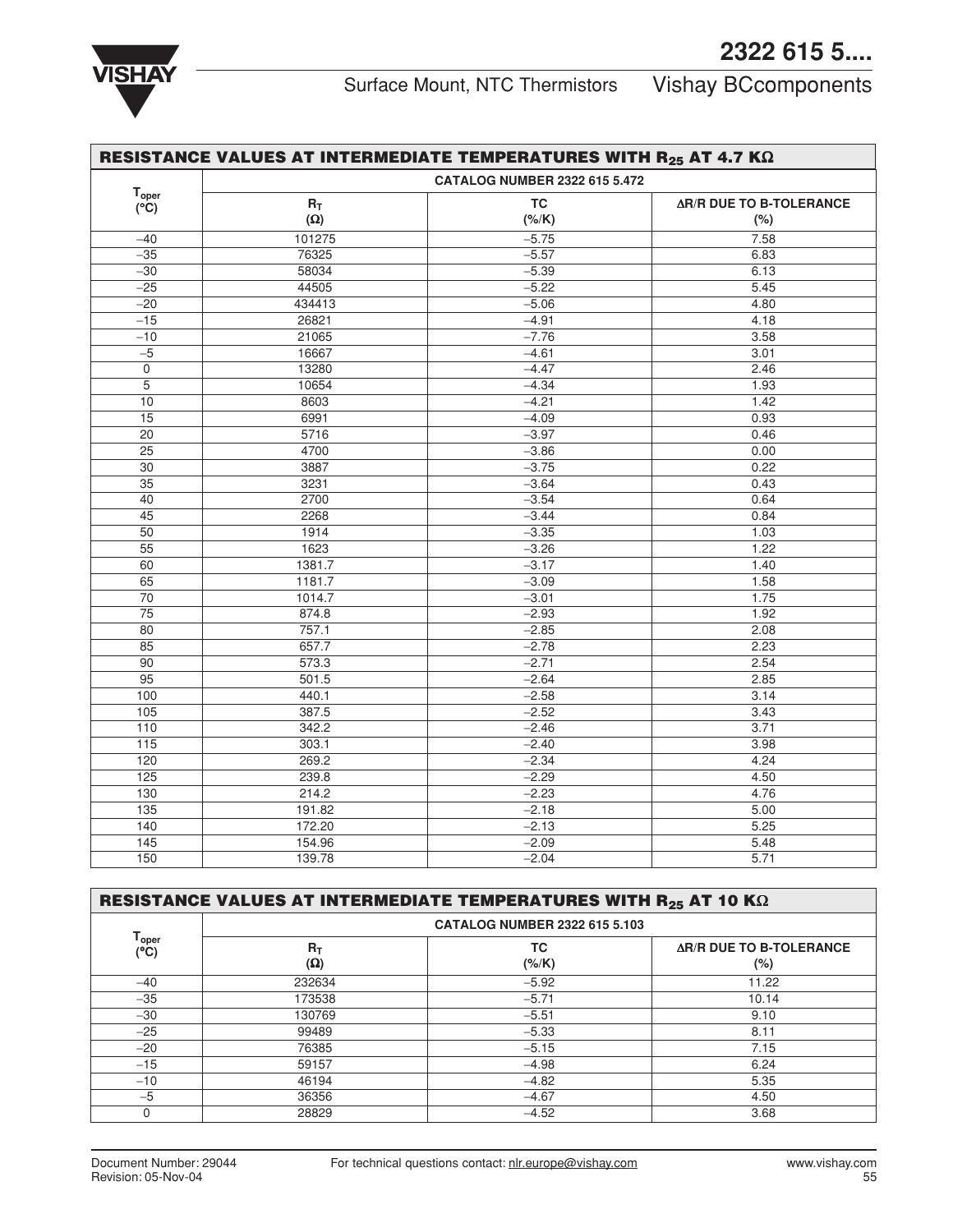# 2322 615 5....

## Surface Mount, NTC Thermistors — Vishay BCcomponents

### RESISTANCE VALUES AT INTERMEDIATE TEMPERATURES WITH $R_{25}$ AT 4.7 KΩ

| $T_{oper}$ (°C) | CATALOG NUMBER 2322 615 5.472 | | |
|---|---|---|---|
| | $R_T$ (Ω) | TC (%/K) | ΔR/R DUE TO B-TOLERANCE (%) |
| −40 | 101275 | −5.75 | 7.58 |
| −35 | 76325 | −5.57 | 6.83 |
| −30 | 58034 | −5.39 | 6.13 |
| −25 | 44505 | −5.22 | 5.45 |
| −20 | 434413 | −5.06 | 4.80 |
| −15 | 26821 | −4.91 | 4.18 |
| −10 | 21065 | −7.76 | 3.58 |
| −5 | 16667 | −4.61 | 3.01 |
| 0 | 13280 | −4.47 | 2.46 |
| 5 | 10654 | −4.34 | 1.93 |
| 10 | 8603 | −4.21 | 1.42 |
| 15 | 6991 | −4.09 | 0.93 |
| 20 | 5716 | −3.97 | 0.46 |
| 25 | 4700 | −3.86 | 0.00 |
| 30 | 3887 | −3.75 | 0.22 |
| 35 | 3231 | −3.64 | 0.43 |
| 40 | 2700 | −3.54 | 0.64 |
| 45 | 2268 | −3.44 | 0.84 |
| 50 | 1914 | −3.35 | 1.03 |
| 55 | 1623 | −3.26 | 1.22 |
| 60 | 1381.7 | −3.17 | 1.40 |
| 65 | 1181.7 | −3.09 | 1.58 |
| 70 | 1014.7 | −3.01 | 1.75 |
| 75 | 874.8 | −2.93 | 1.92 |
| 80 | 757.1 | −2.85 | 2.08 |
| 85 | 657.7 | −2.78 | 2.23 |
| 90 | 573.3 | −2.71 | 2.54 |
| 95 | 501.5 | −2.64 | 2.85 |
| 100 | 440.1 | −2.58 | 3.14 |
| 105 | 387.5 | −2.52 | 3.43 |
| 110 | 342.2 | −2.46 | 3.71 |
| 115 | 303.1 | −2.40 | 3.98 |
| 120 | 269.2 | −2.34 | 4.24 |
| 125 | 239.8 | −2.29 | 4.50 |
| 130 | 214.2 | −2.23 | 4.76 |
| 135 | 191.82 | −2.18 | 5.00 |
| 140 | 172.20 | −2.13 | 5.25 |
| 145 | 154.96 | −2.09 | 5.48 |
| 150 | 139.78 | −2.04 | 5.71 |

### RESISTANCE VALUES AT INTERMEDIATE TEMPERATURES WITH $R_{25}$ AT 10 KΩ

| $T_{oper}$ (°C) | CATALOG NUMBER 2322 615 5.103 | | |
|---|---|---|---|
| | $R_T$ (Ω) | TC (%/K) | ΔR/R DUE TO B-TOLERANCE (%) |
| −40 | 232634 | −5.92 | 11.22 |
| −35 | 173538 | −5.71 | 10.14 |
| −30 | 130769 | −5.51 | 9.10 |
| −25 | 99489 | −5.33 | 8.11 |
| −20 | 76385 | −5.15 | 7.15 |
| −15 | 59157 | −4.98 | 6.24 |
| −10 | 46194 | −4.82 | 5.35 |
| −5 | 36356 | −4.67 | 4.50 |
| 0 | 28829 | −4.52 | 3.68 |

Document Number: 29044
Revision: 05-Nov-04

For technical questions contact: nlr.europe@vishay.com

www.vishay.com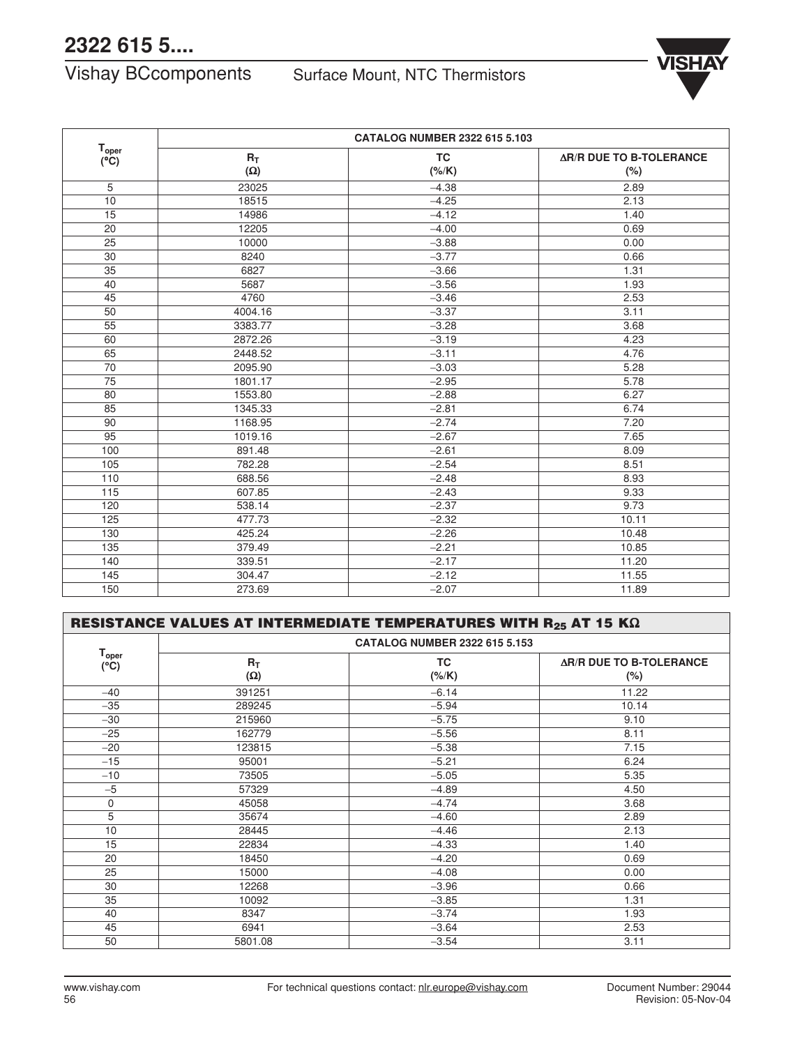| $T_{oper}$ (°C) | CATALOG NUMBER 2322 615 5.103 | | |
|---|---|---|---|
| | $R_T$ (Ω) | TC (%/K) | ΔR/R DUE TO B-TOLERANCE (%) |
| 5 | 23025 | –4.38 | 2.89 |
| 10 | 18515 | –4.25 | 2.13 |
| 15 | 14986 | –4.12 | 1.40 |
| 20 | 12205 | –4.00 | 0.69 |
| 25 | 10000 | –3.88 | 0.00 |
| 30 | 8240 | –3.77 | 0.66 |
| 35 | 6827 | –3.66 | 1.31 |
| 40 | 5687 | –3.56 | 1.93 |
| 45 | 4760 | –3.46 | 2.53 |
| 50 | 4004.16 | –3.37 | 3.11 |
| 55 | 3383.77 | –3.28 | 3.68 |
| 60 | 2872.26 | –3.19 | 4.23 |
| 65 | 2448.52 | –3.11 | 4.76 |
| 70 | 2095.90 | –3.03 | 5.28 |
| 75 | 1801.17 | –2.95 | 5.78 |
| 80 | 1553.80 | –2.88 | 6.27 |
| 85 | 1345.33 | –2.81 | 6.74 |
| 90 | 1168.95 | –2.74 | 7.20 |
| 95 | 1019.16 | –2.67 | 7.65 |
| 100 | 891.48 | –2.61 | 8.09 |
| 105 | 782.28 | –2.54 | 8.51 |
| 110 | 688.56 | –2.48 | 8.93 |
| 115 | 607.85 | –2.43 | 9.33 |
| 120 | 538.14 | –2.37 | 9.73 |
| 125 | 477.73 | –2.32 | 10.11 |
| 130 | 425.24 | –2.26 | 10.48 |
| 135 | 379.49 | –2.21 | 10.85 |
| 140 | 339.51 | –2.17 | 11.20 |
| 145 | 304.47 | –2.12 | 11.55 |
| 150 | 273.69 | –2.07 | 11.89 |

## RESISTANCE VALUES AT INTERMEDIATE TEMPERATURES WITH $R_{25}$ AT 15 KΩ

| $T_{oper}$ (°C) | CATALOG NUMBER 2322 615 5.153 | | |
|---|---|---|---|
| | $R_T$ (Ω) | TC (%/K) | ΔR/R DUE TO B-TOLERANCE (%) |
| –40 | 391251 | –6.14 | 11.22 |
| –35 | 289245 | –5.94 | 10.14 |
| –30 | 215960 | –5.75 | 9.10 |
| –25 | 162779 | –5.56 | 8.11 |
| –20 | 123815 | –5.38 | 7.15 |
| –15 | 95001 | –5.21 | 6.24 |
| –10 | 73505 | –5.05 | 5.35 |
| –5 | 57329 | –4.89 | 4.50 |
| 0 | 45058 | –4.74 | 3.68 |
| 5 | 35674 | –4.60 | 2.89 |
| 10 | 28445 | –4.46 | 2.13 |
| 15 | 22834 | –4.33 | 1.40 |
| 20 | 18450 | –4.20 | 0.69 |
| 25 | 15000 | –4.08 | 0.00 |
| 30 | 12268 | –3.96 | 0.66 |
| 35 | 10092 | –3.85 | 1.31 |
| 40 | 8347 | –3.74 | 1.93 |
| 45 | 6941 | –3.64 | 2.53 |
| 50 | 5801.08 | –3.54 | 3.11 |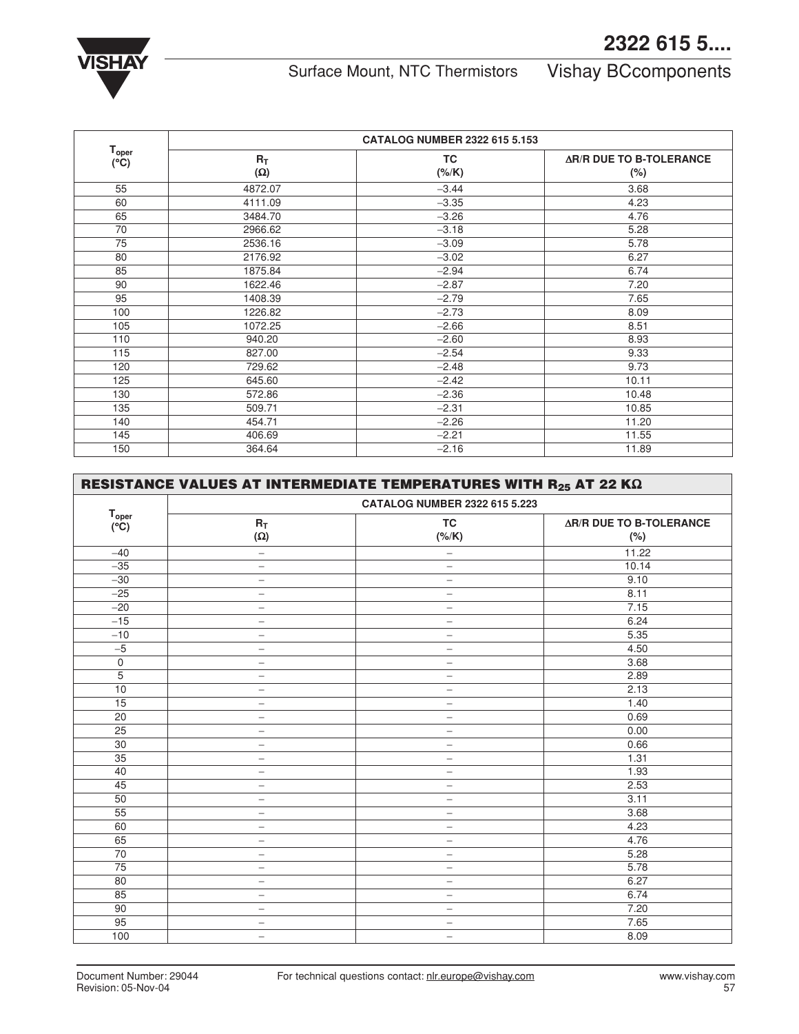| $T_{oper}$ (°C) | CATALOG NUMBER 2322 615 5.153 | | |
|---|---|---|---|
| | $R_T$ (Ω) | TC (%/K) | ΔR/R DUE TO B-TOLERANCE (%) |
| 55 | 4872.07 | −3.44 | 3.68 |
| 60 | 4111.09 | −3.35 | 4.23 |
| 65 | 3484.70 | −3.26 | 4.76 |
| 70 | 2966.62 | −3.18 | 5.28 |
| 75 | 2536.16 | −3.09 | 5.78 |
| 80 | 2176.92 | −3.02 | 6.27 |
| 85 | 1875.84 | −2.94 | 6.74 |
| 90 | 1622.46 | −2.87 | 7.20 |
| 95 | 1408.39 | −2.79 | 7.65 |
| 100 | 1226.82 | −2.73 | 8.09 |
| 105 | 1072.25 | −2.66 | 8.51 |
| 110 | 940.20 | −2.60 | 8.93 |
| 115 | 827.00 | −2.54 | 9.33 |
| 120 | 729.62 | −2.48 | 9.73 |
| 125 | 645.60 | −2.42 | 10.11 |
| 130 | 572.86 | −2.36 | 10.48 |
| 135 | 509.71 | −2.31 | 10.85 |
| 140 | 454.71 | −2.26 | 11.20 |
| 145 | 406.69 | −2.21 | 11.55 |
| 150 | 364.64 | −2.16 | 11.89 |

## RESISTANCE VALUES AT INTERMEDIATE TEMPERATURES WITH $R_{25}$ AT 22 KΩ

| $T_{oper}$ (°C) | CATALOG NUMBER 2322 615 5.223 | | |
|---|---|---|---|
| | $R_T$ (Ω) | TC (%/K) | ΔR/R DUE TO B-TOLERANCE (%) |
| −40 | − | − | 11.22 |
| −35 | − | − | 10.14 |
| −30 | − | − | 9.10 |
| −25 | − | − | 8.11 |
| −20 | − | − | 7.15 |
| −15 | − | − | 6.24 |
| −10 | − | − | 5.35 |
| −5 | − | − | 4.50 |
| 0 | − | − | 3.68 |
| 5 | − | − | 2.89 |
| 10 | − | − | 2.13 |
| 15 | − | − | 1.40 |
| 20 | − | − | 0.69 |
| 25 | − | − | 0.00 |
| 30 | − | − | 0.66 |
| 35 | − | − | 1.31 |
| 40 | − | − | 1.93 |
| 45 | − | − | 2.53 |
| 50 | − | − | 3.11 |
| 55 | − | − | 3.68 |
| 60 | − | − | 4.23 |
| 65 | − | − | 4.76 |
| 70 | − | − | 5.28 |
| 75 | − | − | 5.78 |
| 80 | − | − | 6.27 |
| 85 | − | − | 6.74 |
| 90 | − | − | 7.20 |
| 95 | − | − | 7.65 |
| 100 | − | − | 8.09 |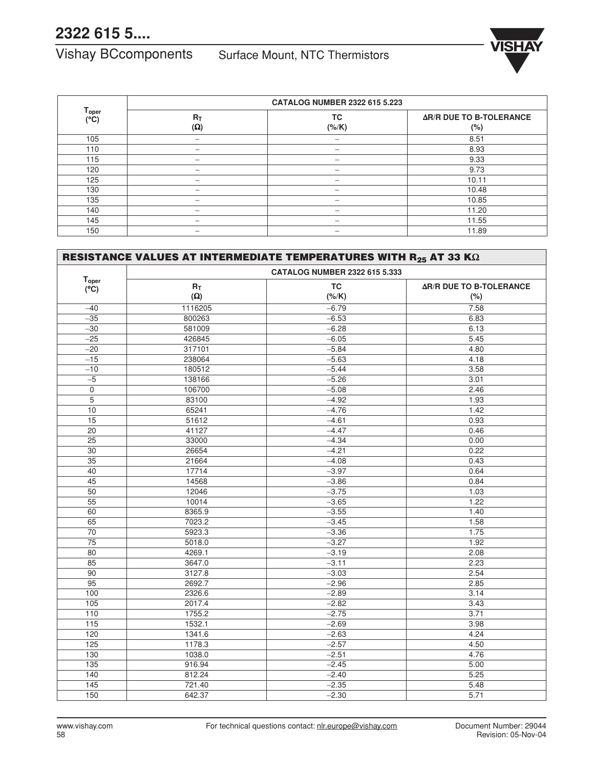| $T_{oper}$ (°C) | CATALOG NUMBER 2322 615 5.223 | | |
|---|---|---|---|
| | $R_T$ (Ω) | TC (%/K) | ΔR/R DUE TO B-TOLERANCE (%) |
| 105 | – | – | 8.51 |
| 110 | – | – | 8.93 |
| 115 | – | – | 9.33 |
| 120 | – | – | 9.73 |
| 125 | – | – | 10.11 |
| 130 | – | – | 10.48 |
| 135 | – | – | 10.85 |
| 140 | – | – | 11.20 |
| 145 | – | – | 11.55 |
| 150 | – | – | 11.89 |

## RESISTANCE VALUES AT INTERMEDIATE TEMPERATURES WITH $R_{25}$ AT 33 KΩ

| $T_{oper}$ (°C) | CATALOG NUMBER 2322 615 5.333 | | |
|---|---|---|---|
| | $R_T$ (Ω) | TC (%/K) | ΔR/R DUE TO B-TOLERANCE (%) |
| −40 | 1116205 | −6.79 | 7.58 |
| −35 | 800263 | −6.53 | 6.83 |
| −30 | 581009 | −6.28 | 6.13 |
| −25 | 426845 | −6.05 | 5.45 |
| −20 | 317101 | −5.84 | 4.80 |
| −15 | 238064 | −5.63 | 4.18 |
| −10 | 180512 | −5.44 | 3.58 |
| −5 | 138166 | −5.26 | 3.01 |
| 0 | 106700 | −5.08 | 2.46 |
| 5 | 83100 | −4.92 | 1.93 |
| 10 | 65241 | −4.76 | 1.42 |
| 15 | 51612 | −4.61 | 0.93 |
| 20 | 41127 | −4.47 | 0.46 |
| 25 | 33000 | −4.34 | 0.00 |
| 30 | 26654 | −4.21 | 0.22 |
| 35 | 21664 | −4.08 | 0.43 |
| 40 | 17714 | −3.97 | 0.64 |
| 45 | 14568 | −3.86 | 0.84 |
| 50 | 12046 | −3.75 | 1.03 |
| 55 | 10014 | −3.65 | 1.22 |
| 60 | 8365.9 | −3.55 | 1.40 |
| 65 | 7023.2 | −3.45 | 1.58 |
| 70 | 5923.3 | −3.36 | 1.75 |
| 75 | 5018.0 | −3.27 | 1.92 |
| 80 | 4269.1 | −3.19 | 2.08 |
| 85 | 3647.0 | −3.11 | 2.23 |
| 90 | 3127.8 | −3.03 | 2.54 |
| 95 | 2692.7 | −2.96 | 2.85 |
| 100 | 2326.6 | −2.89 | 3.14 |
| 105 | 2017.4 | −2.82 | 3.43 |
| 110 | 1755.2 | −2.75 | 3.71 |
| 115 | 1532.1 | −2.69 | 3.98 |
| 120 | 1341.6 | −2.63 | 4.24 |
| 125 | 1178.3 | −2.57 | 4.50 |
| 130 | 1038.0 | −2.51 | 4.76 |
| 135 | 916.94 | −2.45 | 5.00 |
| 140 | 812.24 | −2.40 | 5.25 |
| 145 | 721.40 | −2.35 | 5.48 |
| 150 | 642.37 | −2.30 | 5.71 |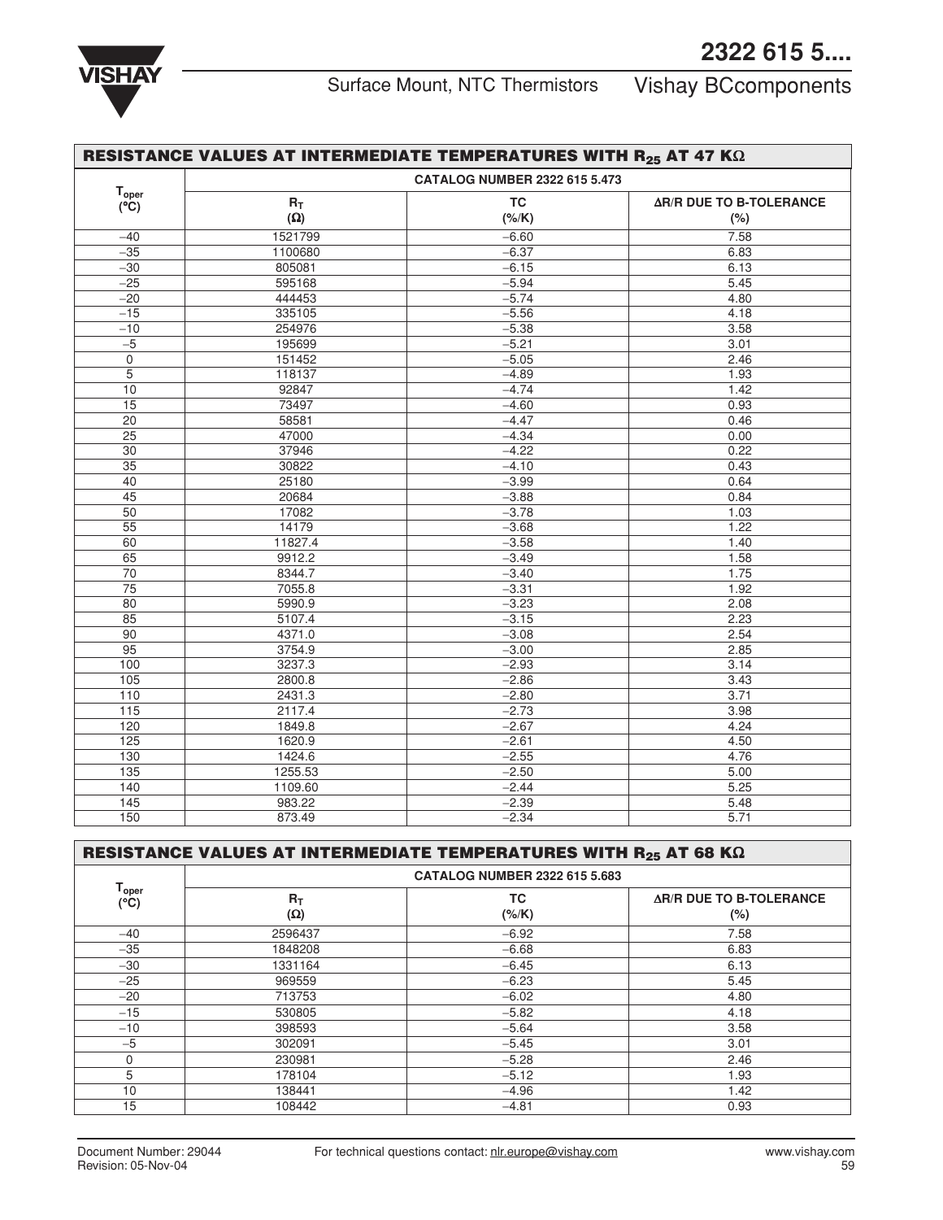## RESISTANCE VALUES AT INTERMEDIATE TEMPERATURES WITH $R_{25}$ AT 47 KΩ

| $T_{oper}$ (°C) | CATALOG NUMBER 2322 615 5.473 | | |
|---|---|---|---|
| | $R_T$ (Ω) | TC (%/K) | ΔR/R DUE TO B-TOLERANCE (%) |
| −40 | 1521799 | −6.60 | 7.58 |
| −35 | 1100680 | −6.37 | 6.83 |
| −30 | 805081 | −6.15 | 6.13 |
| −25 | 595168 | −5.94 | 5.45 |
| −20 | 444453 | −5.74 | 4.80 |
| −15 | 335105 | −5.56 | 4.18 |
| −10 | 254976 | −5.38 | 3.58 |
| −5 | 195699 | −5.21 | 3.01 |
| 0 | 151452 | −5.05 | 2.46 |
| 5 | 118137 | −4.89 | 1.93 |
| 10 | 92847 | −4.74 | 1.42 |
| 15 | 73497 | −4.60 | 0.93 |
| 20 | 58581 | −4.47 | 0.46 |
| 25 | 47000 | −4.34 | 0.00 |
| 30 | 37946 | −4.22 | 0.22 |
| 35 | 30822 | −4.10 | 0.43 |
| 40 | 25180 | −3.99 | 0.64 |
| 45 | 20684 | −3.88 | 0.84 |
| 50 | 17082 | −3.78 | 1.03 |
| 55 | 14179 | −3.68 | 1.22 |
| 60 | 11827.4 | −3.58 | 1.40 |
| 65 | 9912.2 | −3.49 | 1.58 |
| 70 | 8344.7 | −3.40 | 1.75 |
| 75 | 7055.8 | −3.31 | 1.92 |
| 80 | 5990.9 | −3.23 | 2.08 |
| 85 | 5107.4 | −3.15 | 2.23 |
| 90 | 4371.0 | −3.08 | 2.54 |
| 95 | 3754.9 | −3.00 | 2.85 |
| 100 | 3237.3 | −2.93 | 3.14 |
| 105 | 2800.8 | −2.86 | 3.43 |
| 110 | 2431.3 | −2.80 | 3.71 |
| 115 | 2117.4 | −2.73 | 3.98 |
| 120 | 1849.8 | −2.67 | 4.24 |
| 125 | 1620.9 | −2.61 | 4.50 |
| 130 | 1424.6 | −2.55 | 4.76 |
| 135 | 1255.53 | −2.50 | 5.00 |
| 140 | 1109.60 | −2.44 | 5.25 |
| 145 | 983.22 | −2.39 | 5.48 |
| 150 | 873.49 | −2.34 | 5.71 |

## RESISTANCE VALUES AT INTERMEDIATE TEMPERATURES WITH $R_{25}$ AT 68 KΩ

| $T_{oper}$ (°C) | CATALOG NUMBER 2322 615 5.683 | | |
|---|---|---|---|
| | $R_T$ (Ω) | TC (%/K) | ΔR/R DUE TO B-TOLERANCE (%) |
| −40 | 2596437 | −6.92 | 7.58 |
| −35 | 1848208 | −6.68 | 6.83 |
| −30 | 1331164 | −6.45 | 6.13 |
| −25 | 969559 | −6.23 | 5.45 |
| −20 | 713753 | −6.02 | 4.80 |
| −15 | 530805 | −5.82 | 4.18 |
| −10 | 398593 | −5.64 | 3.58 |
| −5 | 302091 | −5.45 | 3.01 |
| 0 | 230981 | −5.28 | 2.46 |
| 5 | 178104 | −5.12 | 1.93 |
| 10 | 138441 | −4.96 | 1.42 |
| 15 | 108442 | −4.81 | 0.93 |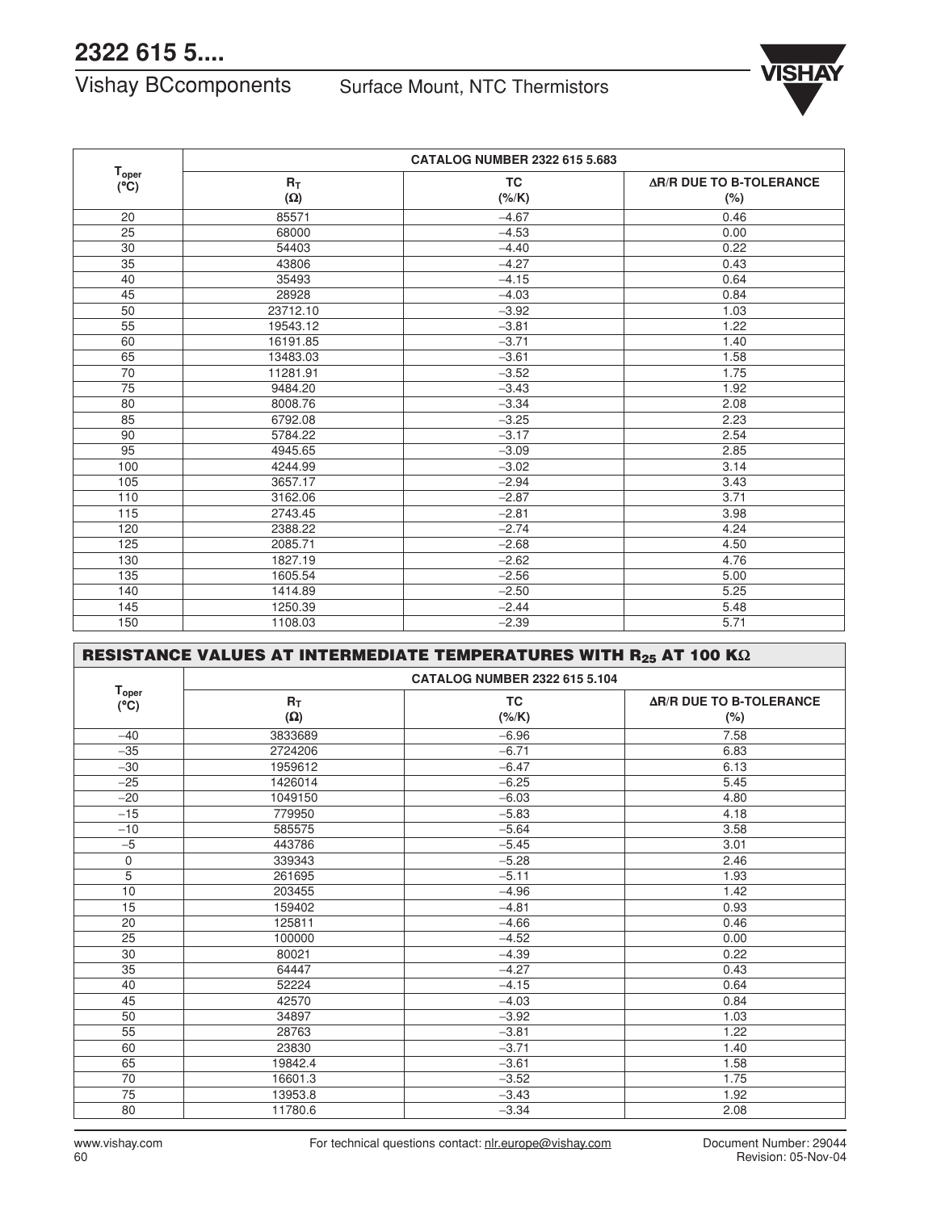| $T_{oper}$ (°C) | CATALOG NUMBER 2322 615 5.683 | | |
|---|---|---|---|
| | $R_T$ (Ω) | TC (%/K) | ΔR/R DUE TO B-TOLERANCE (%) |
| 20 | 85571 | −4.67 | 0.46 |
| 25 | 68000 | −4.53 | 0.00 |
| 30 | 54403 | −4.40 | 0.22 |
| 35 | 43806 | −4.27 | 0.43 |
| 40 | 35493 | −4.15 | 0.64 |
| 45 | 28928 | −4.03 | 0.84 |
| 50 | 23712.10 | −3.92 | 1.03 |
| 55 | 19543.12 | −3.81 | 1.22 |
| 60 | 16191.85 | −3.71 | 1.40 |
| 65 | 13483.03 | −3.61 | 1.58 |
| 70 | 11281.91 | −3.52 | 1.75 |
| 75 | 9484.20 | −3.43 | 1.92 |
| 80 | 8008.76 | −3.34 | 2.08 |
| 85 | 6792.08 | −3.25 | 2.23 |
| 90 | 5784.22 | −3.17 | 2.54 |
| 95 | 4945.65 | −3.09 | 2.85 |
| 100 | 4244.99 | −3.02 | 3.14 |
| 105 | 3657.17 | −2.94 | 3.43 |
| 110 | 3162.06 | −2.87 | 3.71 |
| 115 | 2743.45 | −2.81 | 3.98 |
| 120 | 2388.22 | −2.74 | 4.24 |
| 125 | 2085.71 | −2.68 | 4.50 |
| 130 | 1827.19 | −2.62 | 4.76 |
| 135 | 1605.54 | −2.56 | 5.00 |
| 140 | 1414.89 | −2.50 | 5.25 |
| 145 | 1250.39 | −2.44 | 5.48 |
| 150 | 1108.03 | −2.39 | 5.71 |

## RESISTANCE VALUES AT INTERMEDIATE TEMPERATURES WITH $R_{25}$ AT 100 KΩ

| $T_{oper}$ (°C) | CATALOG NUMBER 2322 615 5.104 | | |
|---|---|---|---|
| | $R_T$ (Ω) | TC (%/K) | ΔR/R DUE TO B-TOLERANCE (%) |
| −40 | 3833689 | −6.96 | 7.58 |
| −35 | 2724206 | −6.71 | 6.83 |
| −30 | 1959612 | −6.47 | 6.13 |
| −25 | 1426014 | −6.25 | 5.45 |
| −20 | 1049150 | −6.03 | 4.80 |
| −15 | 779950 | −5.83 | 4.18 |
| −10 | 585575 | −5.64 | 3.58 |
| −5 | 443786 | −5.45 | 3.01 |
| 0 | 339343 | −5.28 | 2.46 |
| 5 | 261695 | −5.11 | 1.93 |
| 10 | 203455 | −4.96 | 1.42 |
| 15 | 159402 | −4.81 | 0.93 |
| 20 | 125811 | −4.66 | 0.46 |
| 25 | 100000 | −4.52 | 0.00 |
| 30 | 80021 | −4.39 | 0.22 |
| 35 | 64447 | −4.27 | 0.43 |
| 40 | 52224 | −4.15 | 0.64 |
| 45 | 42570 | −4.03 | 0.84 |
| 50 | 34897 | −3.92 | 1.03 |
| 55 | 28763 | −3.81 | 1.22 |
| 60 | 23830 | −3.71 | 1.40 |
| 65 | 19842.4 | −3.61 | 1.58 |
| 70 | 16601.3 | −3.52 | 1.75 |
| 75 | 13953.8 | −3.43 | 1.92 |
| 80 | 11780.6 | −3.34 | 2.08 |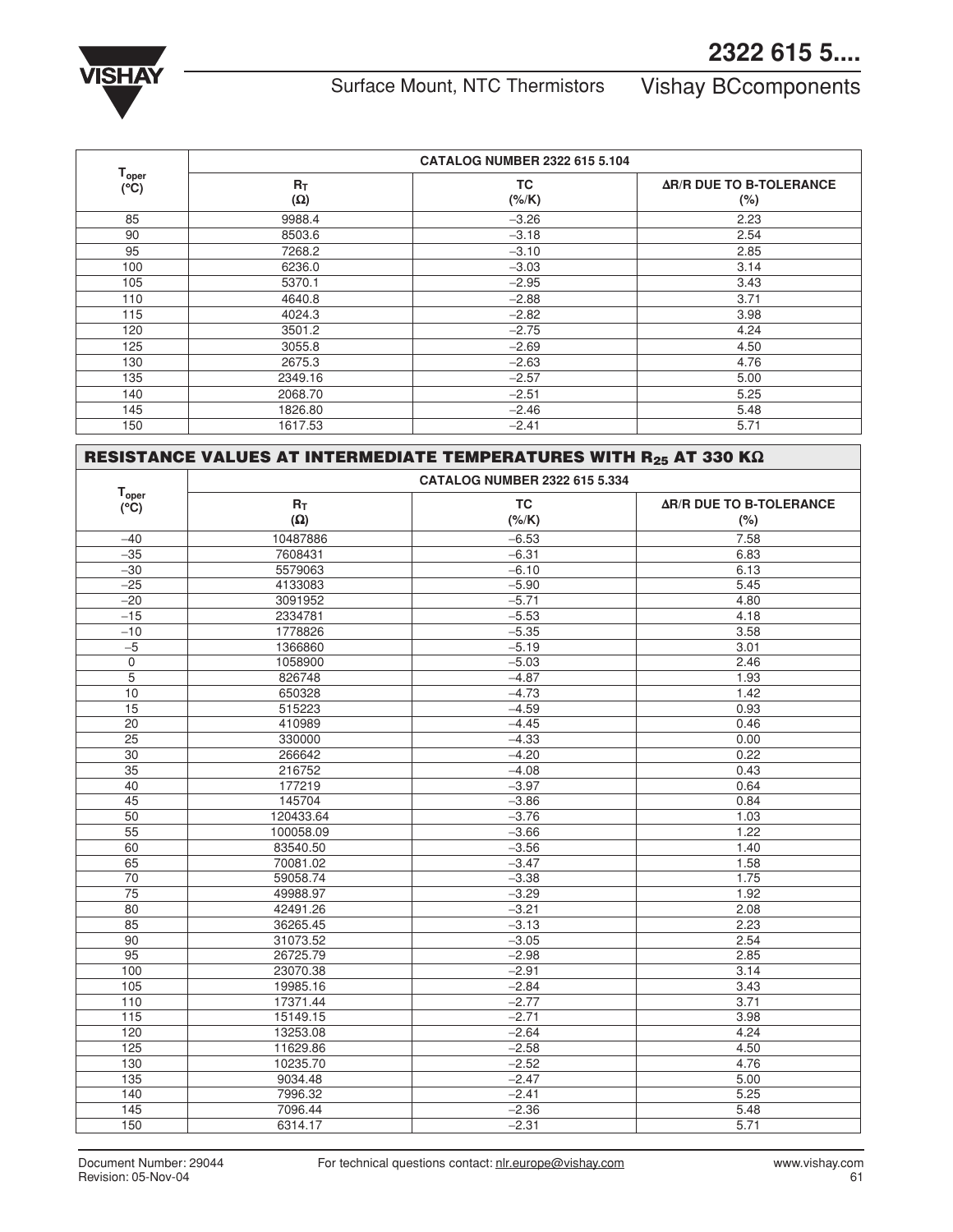| $T_{oper}$ (°C) | CATALOG NUMBER 2322 615 5.104 | | |
|---|---|---|---|
| | $R_T$ (Ω) | TC (%/K) | ΔR/R DUE TO B-TOLERANCE (%) |
| 85 | 9988.4 | −3.26 | 2.23 |
| 90 | 8503.6 | −3.18 | 2.54 |
| 95 | 7268.2 | −3.10 | 2.85 |
| 100 | 6236.0 | −3.03 | 3.14 |
| 105 | 5370.1 | −2.95 | 3.43 |
| 110 | 4640.8 | −2.88 | 3.71 |
| 115 | 4024.3 | −2.82 | 3.98 |
| 120 | 3501.2 | −2.75 | 4.24 |
| 125 | 3055.8 | −2.69 | 4.50 |
| 130 | 2675.3 | −2.63 | 4.76 |
| 135 | 2349.16 | −2.57 | 5.00 |
| 140 | 2068.70 | −2.51 | 5.25 |
| 145 | 1826.80 | −2.46 | 5.48 |
| 150 | 1617.53 | −2.41 | 5.71 |

## RESISTANCE VALUES AT INTERMEDIATE TEMPERATURES WITH $R_{25}$ AT 330 KΩ

| $T_{oper}$ (°C) | CATALOG NUMBER 2322 615 5.334 | | |
|---|---|---|---|
| | $R_T$ (Ω) | TC (%/K) | ΔR/R DUE TO B-TOLERANCE (%) |
| −40 | 10487886 | −6.53 | 7.58 |
| −35 | 7608431 | −6.31 | 6.83 |
| −30 | 5579063 | −6.10 | 6.13 |
| −25 | 4133083 | −5.90 | 5.45 |
| −20 | 3091952 | −5.71 | 4.80 |
| −15 | 2334781 | −5.53 | 4.18 |
| −10 | 1778826 | −5.35 | 3.58 |
| −5 | 1366860 | −5.19 | 3.01 |
| 0 | 1058900 | −5.03 | 2.46 |
| 5 | 826748 | −4.87 | 1.93 |
| 10 | 650328 | −4.73 | 1.42 |
| 15 | 515223 | −4.59 | 0.93 |
| 20 | 410989 | −4.45 | 0.46 |
| 25 | 330000 | −4.33 | 0.00 |
| 30 | 266642 | −4.20 | 0.22 |
| 35 | 216752 | −4.08 | 0.43 |
| 40 | 177219 | −3.97 | 0.64 |
| 45 | 145704 | −3.86 | 0.84 |
| 50 | 120433.64 | −3.76 | 1.03 |
| 55 | 100058.09 | −3.66 | 1.22 |
| 60 | 83540.50 | −3.56 | 1.40 |
| 65 | 70081.02 | −3.47 | 1.58 |
| 70 | 59058.74 | −3.38 | 1.75 |
| 75 | 49988.97 | −3.29 | 1.92 |
| 80 | 42491.26 | −3.21 | 2.08 |
| 85 | 36265.45 | −3.13 | 2.23 |
| 90 | 31073.52 | −3.05 | 2.54 |
| 95 | 26725.79 | −2.98 | 2.85 |
| 100 | 23070.38 | −2.91 | 3.14 |
| 105 | 19985.16 | −2.84 | 3.43 |
| 110 | 17371.44 | −2.77 | 3.71 |
| 115 | 15149.15 | −2.71 | 3.98 |
| 120 | 13253.08 | −2.64 | 4.24 |
| 125 | 11629.86 | −2.58 | 4.50 |
| 130 | 10235.70 | −2.52 | 4.76 |
| 135 | 9034.48 | −2.47 | 5.00 |
| 140 | 7996.32 | −2.41 | 5.25 |
| 145 | 7096.44 | −2.36 | 5.48 |
| 150 | 6314.17 | −2.31 | 5.71 |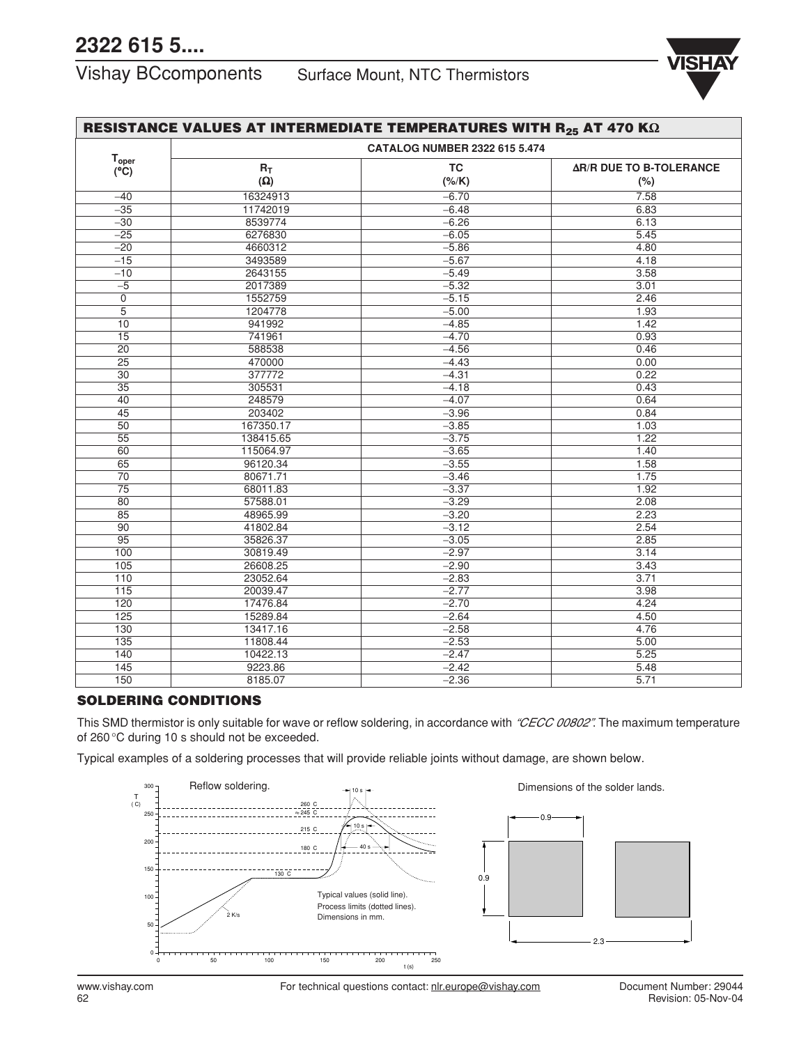# 2322 615 5....

Vishay BCcomponents — Surface Mount, NTC Thermistors

## RESISTANCE VALUES AT INTERMEDIATE TEMPERATURES WITH $R_{25}$ AT 470 KΩ

| $T_{oper}$ (°C) | CATALOG NUMBER 2322 615 5.474 | | |
|---|---|---|---|
| | $R_T$ (Ω) | TC (%/K) | ΔR/R DUE TO B-TOLERANCE (%) |
| −40 | 16324913 | −6.70 | 7.58 |
| −35 | 11742019 | −6.48 | 6.83 |
| −30 | 8539774 | −6.26 | 6.13 |
| −25 | 6276830 | −6.05 | 5.45 |
| −20 | 4660312 | −5.86 | 4.80 |
| −15 | 3493589 | −5.67 | 4.18 |
| −10 | 2643155 | −5.49 | 3.58 |
| −5 | 2017389 | −5.32 | 3.01 |
| 0 | 1552759 | −5.15 | 2.46 |
| 5 | 1204778 | −5.00 | 1.93 |
| 10 | 941992 | −4.85 | 1.42 |
| 15 | 741961 | −4.70 | 0.93 |
| 20 | 588538 | −4.56 | 0.46 |
| 25 | 470000 | −4.43 | 0.00 |
| 30 | 377772 | −4.31 | 0.22 |
| 35 | 305531 | −4.18 | 0.43 |
| 40 | 248579 | −4.07 | 0.64 |
| 45 | 203402 | −3.96 | 0.84 |
| 50 | 167350.17 | −3.85 | 1.03 |
| 55 | 138415.65 | −3.75 | 1.22 |
| 60 | 115064.97 | −3.65 | 1.40 |
| 65 | 96120.34 | −3.55 | 1.58 |
| 70 | 80671.71 | −3.46 | 1.75 |
| 75 | 68011.83 | −3.37 | 1.92 |
| 80 | 57588.01 | −3.29 | 2.08 |
| 85 | 48965.99 | −3.20 | 2.23 |
| 90 | 41802.84 | −3.12 | 2.54 |
| 95 | 35826.37 | −3.05 | 2.85 |
| 100 | 30819.49 | −2.97 | 3.14 |
| 105 | 26608.25 | −2.90 | 3.43 |
| 110 | 23052.64 | −2.83 | 3.71 |
| 115 | 20039.47 | −2.77 | 3.98 |
| 120 | 17476.84 | −2.70 | 4.24 |
| 125 | 15289.84 | −2.64 | 4.50 |
| 130 | 13417.16 | −2.58 | 4.76 |
| 135 | 11808.44 | −2.53 | 5.00 |
| 140 | 10422.13 | −2.47 | 5.25 |
| 145 | 9223.86 | −2.42 | 5.48 |
| 150 | 8185.07 | −2.36 | 5.71 |

## SOLDERING CONDITIONS

This SMD thermistor is only suitable for wave or reflow soldering, in accordance with *"CECC 00802"*. The maximum temperature of 260 °C during 10 s should not be exceeded.

Typical examples of a soldering processes that will provide reliable joints without damage, are shown below.

Reflow soldering.

Typical values (solid line).
Process limits (dotted lines).
Dimensions in mm.

Dimensions of the solder lands.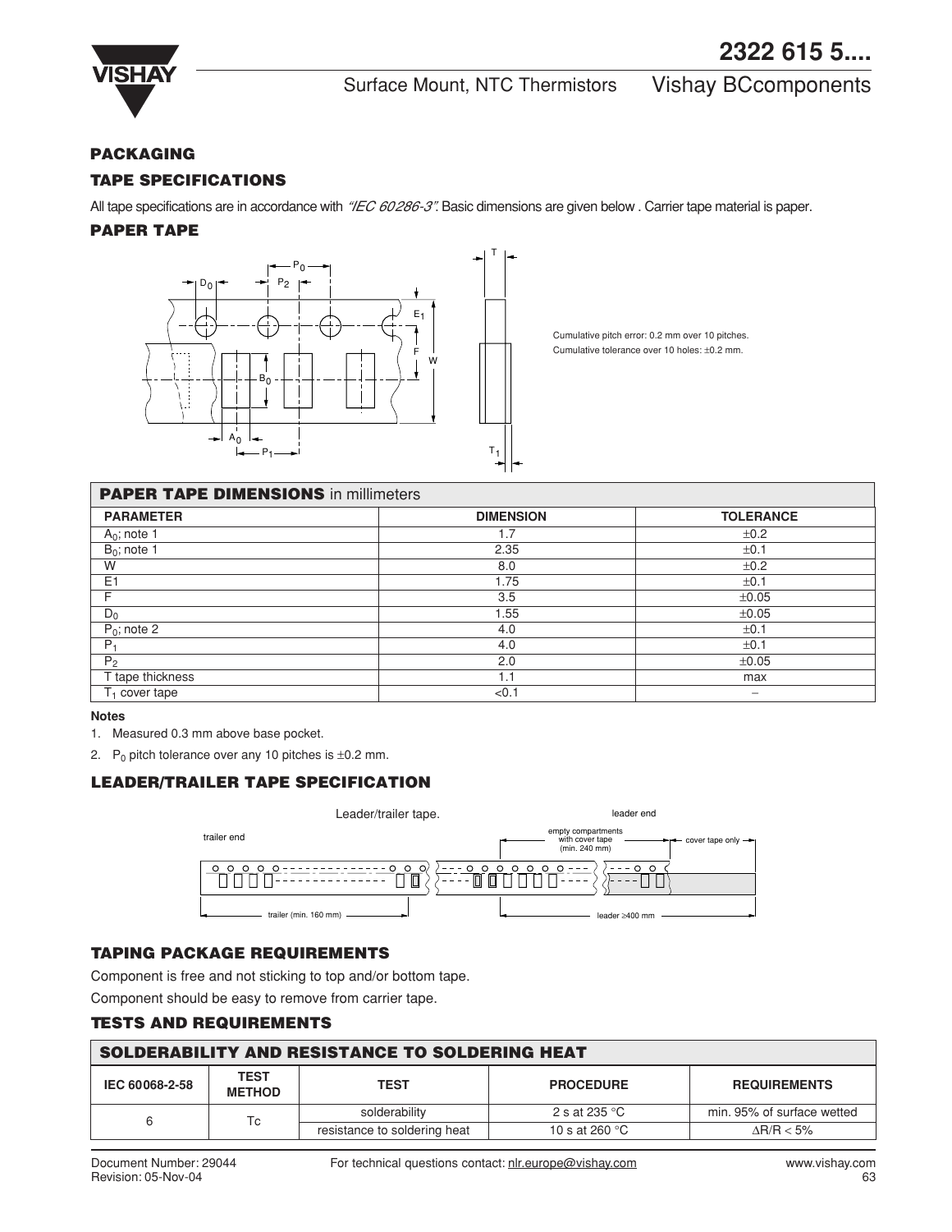## PACKAGING

### TAPE SPECIFICATIONS

All tape specifications are in accordance with *"IEC 60286-3"*. Basic dimensions are given below . Carrier tape material is paper.

### PAPER TAPE

$P_0$

$D_0$

$P_2$

$E_1$

F

W

$B_0$

$A_0$

$P_1$

T

$T_1$

Cumulative pitch error: 0.2 mm over 10 pitches.
Cumulative tolerance over 10 holes: ±0.2 mm.

**PAPER TAPE DIMENSIONS** in millimeters

| PARAMETER | DIMENSION | TOLERANCE |
|---|---|---|
| $A_0$; note 1 | 1.7 | ±0.2 |
| $B_0$; note 1 | 2.35 | ±0.1 |
| W | 8.0 | ±0.2 |
| E1 | 1.75 | ±0.1 |
| F | 3.5 | ±0.05 |
| $D_0$ | 1.55 | ±0.05 |
| $P_0$; note 2 | 4.0 | ±0.1 |
| $P_1$ | 4.0 | ±0.1 |
| $P_2$ | 2.0 | ±0.05 |
| T tape thickness | 1.1 | max |
| $T_1$ cover tape | <0.1 | − |

**Notes**

1. Measured 0.3 mm above base pocket.
2. $P_0$ pitch tolerance over any 10 pitches is ±0.2 mm.

### LEADER/TRAILER TAPE SPECIFICATION

Leader/trailer tape.

leader end

trailer end

empty compartments with cover tape (min. 240 mm)

cover tape only

trailer (min. 160 mm)

leader ≥400 mm

### TAPING PACKAGE REQUIREMENTS

Component is free and not sticking to top and/or bottom tape.

Component should be easy to remove from carrier tape.

### TESTS AND REQUIREMENTS

**SOLDERABILITY AND RESISTANCE TO SOLDERING HEAT**

| IEC 60068-2-58 | TEST METHOD | TEST | PROCEDURE | REQUIREMENTS |
|---|---|---|---|---|
| 6 | Tc | solderability | 2 s at 235 °C | min. 95% of surface wetted |
| | | resistance to soldering heat | 10 s at 260 °C | $\Delta R/R < 5\%$ |